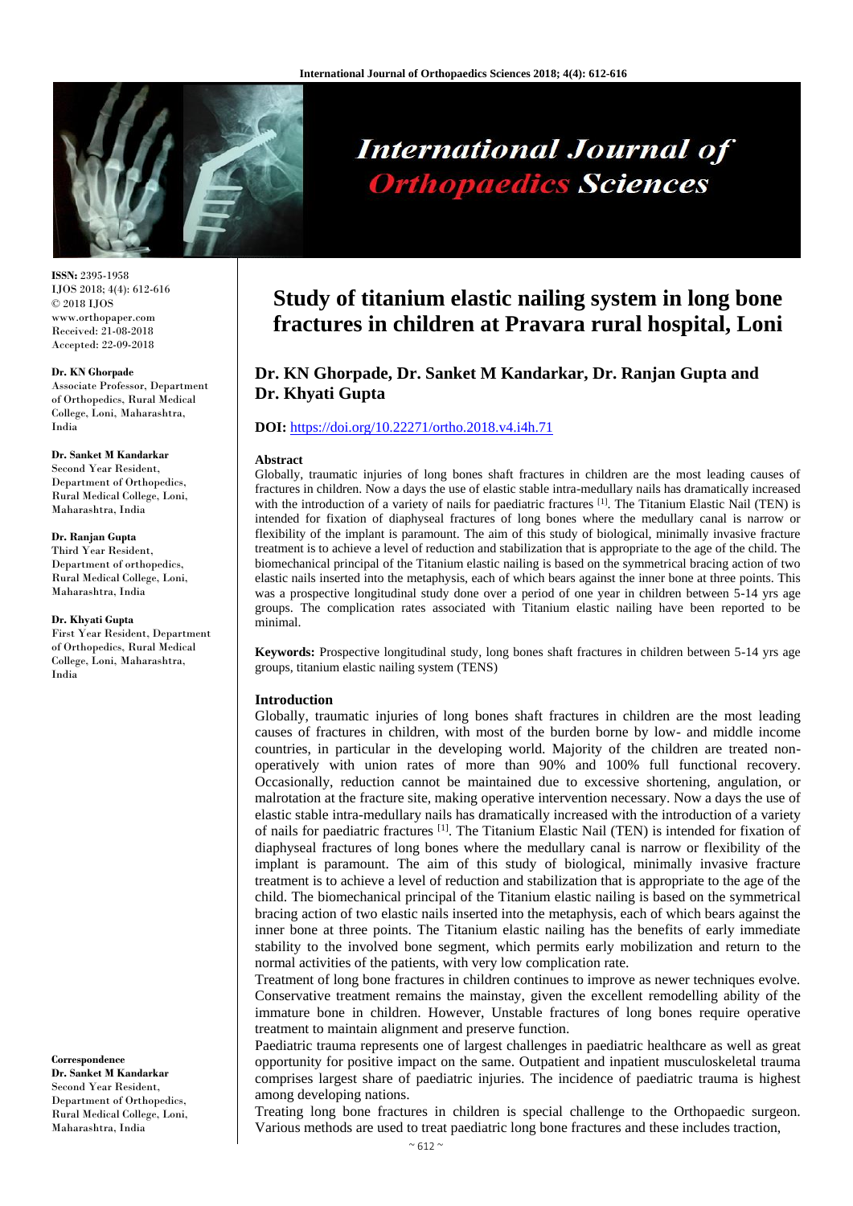# Study of titanium elastic nailing system in long bone fractures in children at Pravara rural hospital, Loni

**Dr. KN Ghorpade, Dr. Sanket M Kandarkar, Dr. Ranjan Gupta and Dr. Khyati Gupta**

**DOI:** https://doi.org/10.22271/ortho.2018.v4.i4h.71

ISSN: 2395-1958
IJOS 2018; 4(4): 612-616
© 2018 IJOS
www.orthopaper.com
Received: 21-08-2018
Accepted: 22-09-2018

**Dr. KN Ghorpade**
Associate Professor, Department of Orthopedics, Rural Medical College, Loni, Maharashtra, India

**Dr. Sanket M Kandarkar**
Second Year Resident, Department of Orthopedics, Rural Medical College, Loni, Maharashtra, India

**Dr. Ranjan Gupta**
Third Year Resident, Department of orthopedics, Rural Medical College, Loni, Maharashtra, India

**Dr. Khyati Gupta**
First Year Resident, Department of Orthopedics, Rural Medical College, Loni, Maharashtra, India

**Correspondence**
**Dr. Sanket M Kandarkar**
Second Year Resident, Department of Orthopedics, Rural Medical College, Loni, Maharashtra, India

## Abstract

Globally, traumatic injuries of long bones shaft fractures in children are the most leading causes of fractures in children. Now a days the use of elastic stable intra-medullary nails has dramatically increased with the introduction of a variety of nails for paediatric fractures [1]. The Titanium Elastic Nail (TEN) is intended for fixation of diaphyseal fractures of long bones where the medullary canal is narrow or flexibility of the implant is paramount. The aim of this study of biological, minimally invasive fracture treatment is to achieve a level of reduction and stabilization that is appropriate to the age of the child. The biomechanical principal of the Titanium elastic nailing is based on the symmetrical bracing action of two elastic nails inserted into the metaphysis, each of which bears against the inner bone at three points. This was a prospective longitudinal study done over a period of one year in children between 5-14 yrs age groups. The complication rates associated with Titanium elastic nailing have been reported to be minimal.

**Keywords:** Prospective longitudinal study, long bones shaft fractures in children between 5-14 yrs age groups, titanium elastic nailing system (TENS)

## Introduction

Globally, traumatic injuries of long bones shaft fractures in children are the most leading causes of fractures in children, with most of the burden borne by low- and middle income countries, in particular in the developing world. Majority of the children are treated non-operatively with union rates of more than 90% and 100% full functional recovery. Occasionally, reduction cannot be maintained due to excessive shortening, angulation, or malrotation at the fracture site, making operative intervention necessary. Now a days the use of elastic stable intra-medullary nails has dramatically increased with the introduction of a variety of nails for paediatric fractures [1]. The Titanium Elastic Nail (TEN) is intended for fixation of diaphyseal fractures of long bones where the medullary canal is narrow or flexibility of the implant is paramount. The aim of this study of biological, minimally invasive fracture treatment is to achieve a level of reduction and stabilization that is appropriate to the age of the child. The biomechanical principal of the Titanium elastic nailing is based on the symmetrical bracing action of two elastic nails inserted into the metaphysis, each of which bears against the inner bone at three points. The Titanium elastic nailing has the benefits of early immediate stability to the involved bone segment, which permits early mobilization and return to the normal activities of the patients, with very low complication rate.

Treatment of long bone fractures in children continues to improve as newer techniques evolve. Conservative treatment remains the mainstay, given the excellent remodelling ability of the immature bone in children. However, Unstable fractures of long bones require operative treatment to maintain alignment and preserve function.

Paediatric trauma represents one of largest challenges in paediatric healthcare as well as great opportunity for positive impact on the same. Outpatient and inpatient musculoskeletal trauma comprises largest share of paediatric injuries. The incidence of paediatric trauma is highest among developing nations.

Treating long bone fractures in children is special challenge to the Orthopaedic surgeon. Various methods are used to treat paediatric long bone fractures and these includes traction,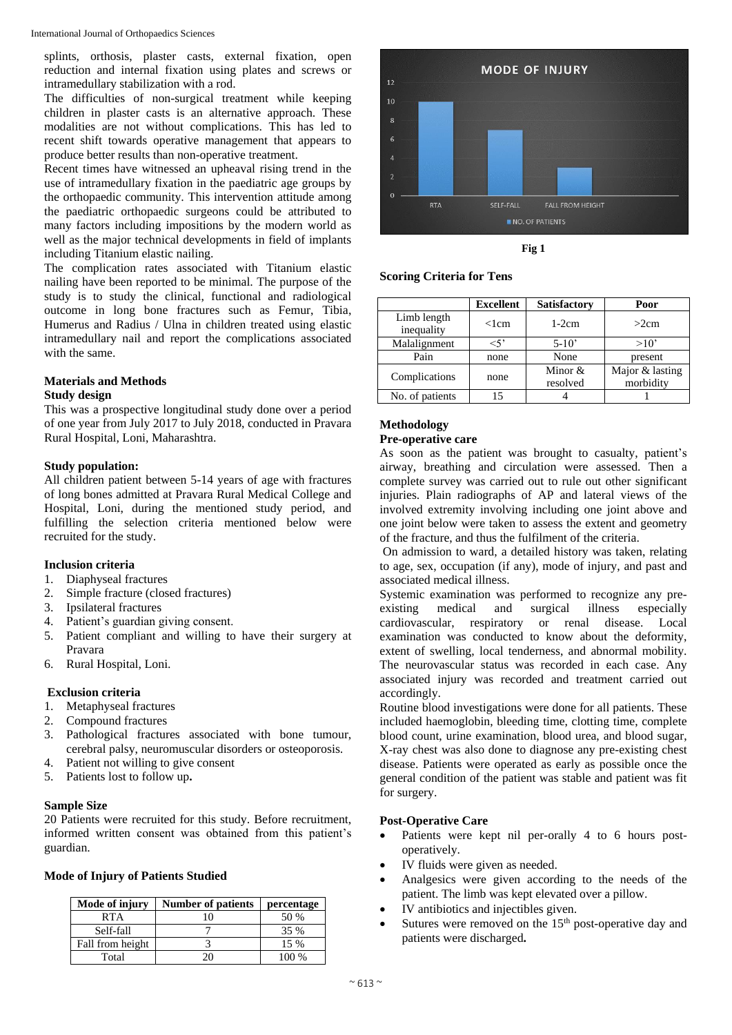splints, orthosis, plaster casts, external fixation, open reduction and internal fixation using plates and screws or intramedullary stabilization with a rod.

The difficulties of non-surgical treatment while keeping children in plaster casts is an alternative approach. These modalities are not without complications. This has led to recent shift towards operative management that appears to produce better results than non-operative treatment.

Recent times have witnessed an upheaval rising trend in the use of intramedullary fixation in the paediatric age groups by the orthopaedic community. This intervention attitude among the paediatric orthopaedic surgeons could be attributed to many factors including impositions by the modern world as well as the major technical developments in field of implants including Titanium elastic nailing.

The complication rates associated with Titanium elastic nailing have been reported to be minimal. The purpose of the study is to study the clinical, functional and radiological outcome in long bone fractures such as Femur, Tibia, Humerus and Radius / Ulna in children treated using elastic intramedullary nail and report the complications associated with the same.

## Materials and Methods

### Study design

This was a prospective longitudinal study done over a period of one year from July 2017 to July 2018, conducted in Pravara Rural Hospital, Loni, Maharashtra.

### Study population:

All children patient between 5-14 years of age with fractures of long bones admitted at Pravara Rural Medical College and Hospital, Loni, during the mentioned study period, and fulfilling the selection criteria mentioned below were recruited for the study.

### Inclusion criteria

1. Diaphyseal fractures
2. Simple fracture (closed fractures)
3. Ipsilateral fractures
4. Patient's guardian giving consent.
5. Patient compliant and willing to have their surgery at Pravara
6. Rural Hospital, Loni.

### Exclusion criteria

1. Metaphyseal fractures
2. Compound fractures
3. Pathological fractures associated with bone tumour, cerebral palsy, neuromuscular disorders or osteoporosis.
4. Patient not willing to give consent
5. Patients lost to follow up.

### Sample Size

20 Patients were recruited for this study. Before recruitment, informed written consent was obtained from this patient's guardian.

### Mode of Injury of Patients Studied

| Mode of injury | Number of patients | percentage |
|---|---|---|
| RTA | 10 | 50 % |
| Self-fall | 7 | 35 % |
| Fall from height | 3 | 15 % |
| Total | 20 | 100 % |

**Fig 1**

### Scoring Criteria for Tens

| | Excellent | Satisfactory | Poor |
|---|---|---|---|
| Limb length inequality | <1cm | 1-2cm | >2cm |
| Malalignment | <5' | 5-10' | >10' |
| Pain | none | None | present |
| Complications | none | Minor & resolved | Major & lasting morbidity |
| No. of patients | 15 | 4 | 1 |

## Methodology

### Pre-operative care

As soon as the patient was brought to casualty, patient's airway, breathing and circulation were assessed. Then a complete survey was carried out to rule out other significant injuries. Plain radiographs of AP and lateral views of the involved extremity involving including one joint above and one joint below were taken to assess the extent and geometry of the fracture, and thus the fulfilment of the criteria.

On admission to ward, a detailed history was taken, relating to age, sex, occupation (if any), mode of injury, and past and associated medical illness.

Systemic examination was performed to recognize any pre-existing medical and surgical illness especially cardiovascular, respiratory or renal disease. Local examination was conducted to know about the deformity, extent of swelling, local tenderness, and abnormal mobility. The neurovascular status was recorded in each case. Any associated injury was recorded and treatment carried out accordingly.

Routine blood investigations were done for all patients. These included haemoglobin, bleeding time, clotting time, complete blood count, urine examination, blood urea, and blood sugar, X-ray chest was also done to diagnose any pre-existing chest disease. Patients were operated as early as possible once the general condition of the patient was stable and patient was fit for surgery.

### Post-Operative Care

- Patients were kept nil per-orally 4 to 6 hours post-operatively.
- IV fluids were given as needed.
- Analgesics were given according to the needs of the patient. The limb was kept elevated over a pillow.
- IV antibiotics and injectibles given.
- Sutures were removed on the 15th post-operative day and patients were discharged.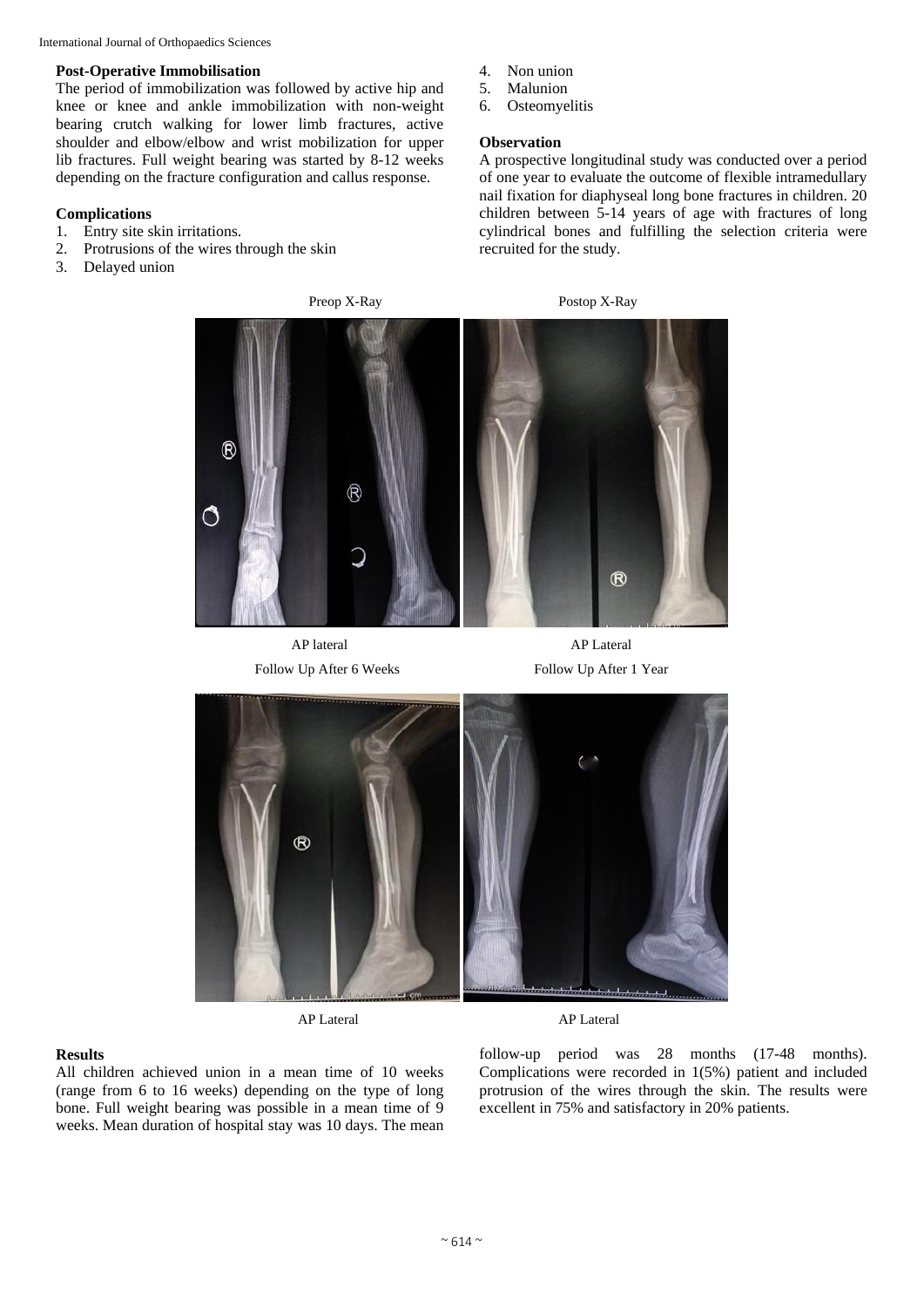### Post-Operative Immobilisation

The period of immobilization was followed by active hip and knee or knee and ankle immobilization with non-weight bearing crutch walking for lower limb fractures, active shoulder and elbow/elbow and wrist mobilization for upper lib fractures. Full weight bearing was started by 8-12 weeks depending on the fracture configuration and callus response.

### Complications

1. Entry site skin irritations.
2. Protrusions of the wires through the skin
3. Delayed union
4. Non union
5. Malunion
6. Osteomyelitis

### Observation

A prospective longitudinal study was conducted over a period of one year to evaluate the outcome of flexible intramedullary nail fixation for diaphyseal long bone fractures in children. 20 children between 5-14 years of age with fractures of long cylindrical bones and fulfilling the selection criteria were recruited for the study.

Preop X-Ray — AP lateral

Postop X-Ray — AP Lateral

Follow Up After 6 Weeks — AP Lateral

Follow Up After 1 Year — AP Lateral

### Results

All children achieved union in a mean time of 10 weeks (range from 6 to 16 weeks) depending on the type of long bone. Full weight bearing was possible in a mean time of 9 weeks. Mean duration of hospital stay was 10 days. The mean follow-up period was 28 months (17-48 months). Complications were recorded in 1(5%) patient and included protrusion of the wires through the skin. The results were excellent in 75% and satisfactory in 20% patients.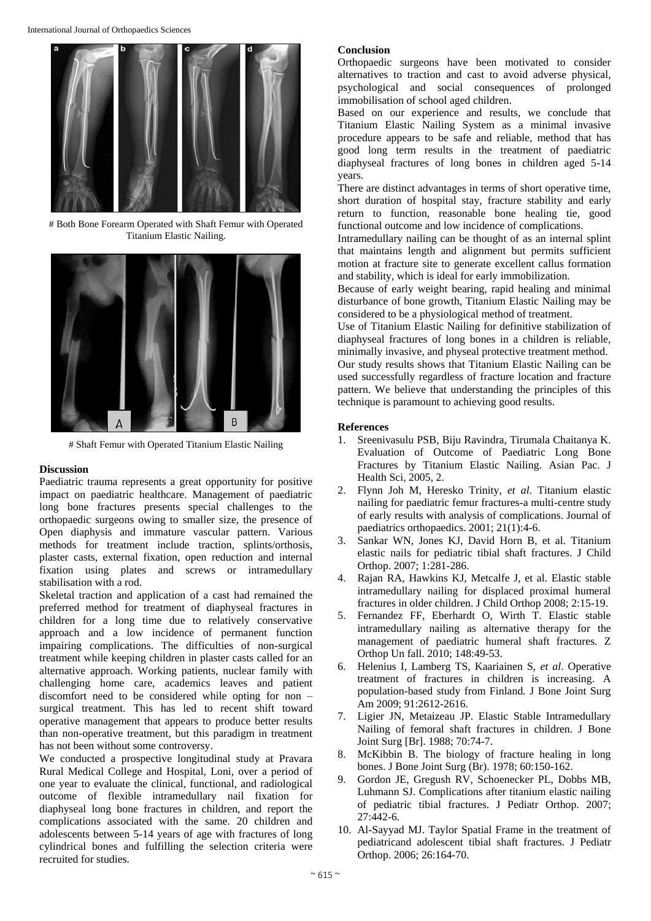# Both Bone Forearm Operated with Shaft Femur with Operated Titanium Elastic Nailing.

# Shaft Femur with Operated Titanium Elastic Nailing

**Discussion**

Paediatric trauma represents a great opportunity for positive impact on paediatric healthcare. Management of paediatric long bone fractures presents special challenges to the orthopaedic surgeons owing to smaller size, the presence of Open diaphysis and immature vascular pattern. Various methods for treatment include traction, splints/orthosis, plaster casts, external fixation, open reduction and internal fixation using plates and screws or intramedullary stabilisation with a rod.

Skeletal traction and application of a cast had remained the preferred method for treatment of diaphyseal fractures in children for a long time due to relatively conservative approach and a low incidence of permanent function impairing complications. The difficulties of non-surgical treatment while keeping children in plaster casts called for an alternative approach. Working patients, nuclear family with challenging home care, academics leaves and patient discomfort need to be considered while opting for non – surgical treatment. This has led to recent shift toward operative management that appears to produce better results than non-operative treatment, but this paradigm in treatment has not been without some controversy.

We conducted a prospective longitudinal study at Pravara Rural Medical College and Hospital, Loni, over a period of one year to evaluate the clinical, functional, and radiological outcome of flexible intramedullary nail fixation for diaphyseal long bone fractures in children, and report the complications associated with the same. 20 children and adolescents between 5-14 years of age with fractures of long cylindrical bones and fulfilling the selection criteria were recruited for studies.

**Conclusion**

Orthopaedic surgeons have been motivated to consider alternatives to traction and cast to avoid adverse physical, psychological and social consequences of prolonged immobilisation of school aged children.

Based on our experience and results, we conclude that Titanium Elastic Nailing System as a minimal invasive procedure appears to be safe and reliable, method that has good long term results in the treatment of paediatric diaphyseal fractures of long bones in children aged 5-14 years.

There are distinct advantages in terms of short operative time, short duration of hospital stay, fracture stability and early return to function, reasonable bone healing tie, good functional outcome and low incidence of complications.

Intramedullary nailing can be thought of as an internal splint that maintains length and alignment but permits sufficient motion at fracture site to generate excellent callus formation and stability, which is ideal for early immobilization.

Because of early weight bearing, rapid healing and minimal disturbance of bone growth, Titanium Elastic Nailing may be considered to be a physiological method of treatment.

Use of Titanium Elastic Nailing for definitive stabilization of diaphyseal fractures of long bones in a children is reliable, minimally invasive, and physeal protective treatment method.

Our study results shows that Titanium Elastic Nailing can be used successfully regardless of fracture location and fracture pattern. We believe that understanding the principles of this technique is paramount to achieving good results.

**References**

1. Sreenivasulu PSB, Biju Ravindra, Tirumala Chaitanya K. Evaluation of Outcome of Paediatric Long Bone Fractures by Titanium Elastic Nailing. Asian Pac. J Health Sci, 2005, 2.
2. Flynn Joh M, Heresko Trinity, *et al*. Titanium elastic nailing for paediatric femur fractures-a multi-centre study of early results with analysis of complications. Journal of paediatrics orthopaedics. 2001; 21(1):4-6.
3. Sankar WN, Jones KJ, David Horn B, et al. Titanium elastic nails for pediatric tibial shaft fractures. J Child Orthop. 2007; 1:281-286.
4. Rajan RA, Hawkins KJ, Metcalfe J, et al. Elastic stable intramedullary nailing for displaced proximal humeral fractures in older children. J Child Orthop 2008; 2:15-19.
5. Fernandez FF, Eberhardt O, Wirth T. Elastic stable intramedullary nailing as alternative therapy for the management of paediatric humeral shaft fractures. Z Orthop Un fall. 2010; 148:49-53.
6. Helenius I, Lamberg TS, Kaariainen S, *et al*. Operative treatment of fractures in children is increasing. A population-based study from Finland. J Bone Joint Surg Am 2009; 91:2612-2616.
7. Ligier JN, Metaizeau JP. Elastic Stable Intramedullary Nailing of femoral shaft fractures in children. J Bone Joint Surg [Br]. 1988; 70:74-7.
8. McKibbin B. The biology of fracture healing in long bones. J Bone Joint Surg (Br). 1978; 60:150-162.
9. Gordon JE, Gregush RV, Schoenecker PL, Dobbs MB, Luhmann SJ. Complications after titanium elastic nailing of pediatric tibial fractures. J Pediatr Orthop. 2007; 27:442-6.
10. Al-Sayyad MJ. Taylor Spatial Frame in the treatment of pediatricand adolescent tibial shaft fractures. J Pediatr Orthop. 2006; 26:164-70.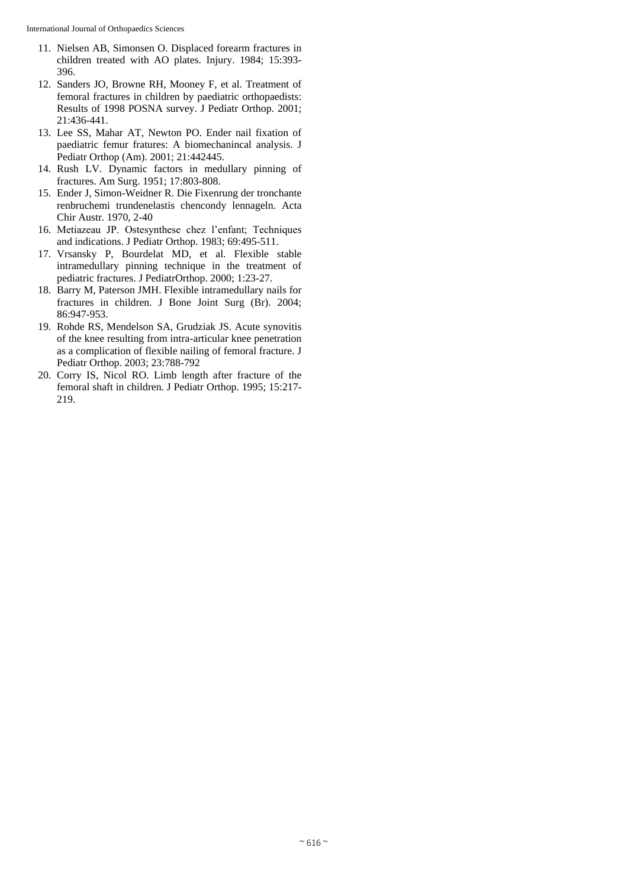11. Nielsen AB, Simonsen O. Displaced forearm fractures in children treated with AO plates. Injury. 1984; 15:393-396.
12. Sanders JO, Browne RH, Mooney F, et al. Treatment of femoral fractures in children by paediatric orthopaedists: Results of 1998 POSNA survey. J Pediatr Orthop. 2001; 21:436-441.
13. Lee SS, Mahar AT, Newton PO. Ender nail fixation of paediatric femur fratures: A biomechanincal analysis. J Pediatr Orthop (Am). 2001; 21:442445.
14. Rush LV. Dynamic factors in medullary pinning of fractures. Am Surg. 1951; 17:803-808.
15. Ender J, Simon-Weidner R. Die Fixenrung der tronchante renbruchemi trundenelastis chencondy lennageln. Acta Chir Austr. 1970, 2-40
16. Metiazeau JP. Ostesynthese chez l'enfant; Techniques and indications. J Pediatr Orthop. 1983; 69:495-511.
17. Vrsansky P, Bourdelat MD, et al. Flexible stable intramedullary pinning technique in the treatment of pediatric fractures. J PediatrOrthop. 2000; 1:23-27.
18. Barry M, Paterson JMH. Flexible intramedullary nails for fractures in children. J Bone Joint Surg (Br). 2004; 86:947-953.
19. Rohde RS, Mendelson SA, Grudziak JS. Acute synovitis of the knee resulting from intra-articular knee penetration as a complication of flexible nailing of femoral fracture. J Pediatr Orthop. 2003; 23:788-792
20. Corry IS, Nicol RO. Limb length after fracture of the femoral shaft in children. J Pediatr Orthop. 1995; 15:217-219.